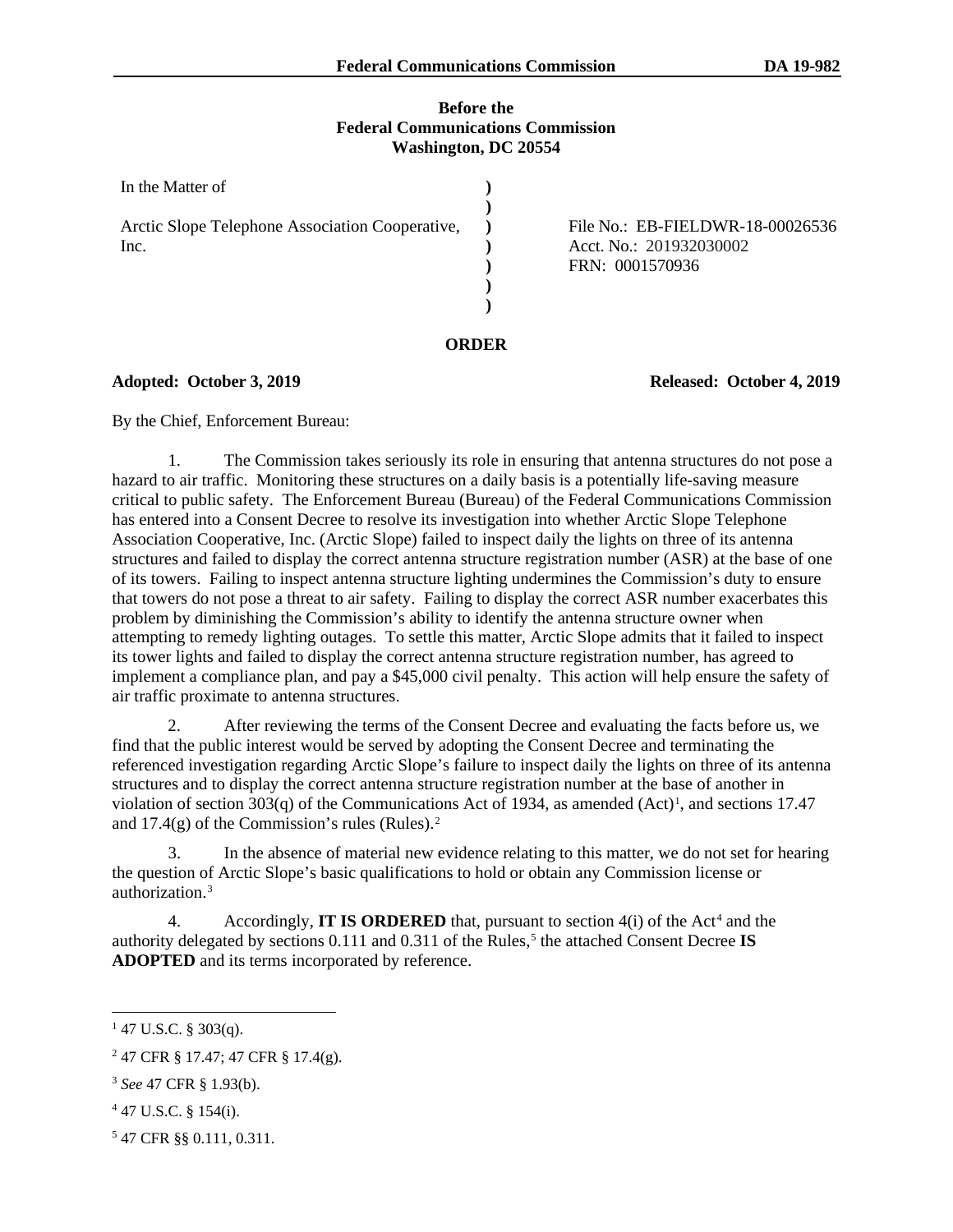**Before the**
**Federal Communications Commission**
**Washington, DC 20554**

| | | |
|---|---|---|
| In the Matter of<br><br>Arctic Slope Telephone Association Cooperative, Inc. | ) <br>) <br>) <br>) <br>) <br>) <br>) | File No.: EB-FIELDWR-18-00026536<br>Acct. No.: 201932030002<br>FRN: 0001570936 |

**ORDER**

**Adopted: October 3, 2019** **Released: October 4, 2019**

By the Chief, Enforcement Bureau:

1. The Commission takes seriously its role in ensuring that antenna structures do not pose a hazard to air traffic. Monitoring these structures on a daily basis is a potentially life-saving measure critical to public safety. The Enforcement Bureau (Bureau) of the Federal Communications Commission has entered into a Consent Decree to resolve its investigation into whether Arctic Slope Telephone Association Cooperative, Inc. (Arctic Slope) failed to inspect daily the lights on three of its antenna structures and failed to display the correct antenna structure registration number (ASR) at the base of one of its towers. Failing to inspect antenna structure lighting undermines the Commission's duty to ensure that towers do not pose a threat to air safety. Failing to display the correct ASR number exacerbates this problem by diminishing the Commission's ability to identify the antenna structure owner when attempting to remedy lighting outages. To settle this matter, Arctic Slope admits that it failed to inspect its tower lights and failed to display the correct antenna structure registration number, has agreed to implement a compliance plan, and pay a $45,000 civil penalty. This action will help ensure the safety of air traffic proximate to antenna structures.

2. After reviewing the terms of the Consent Decree and evaluating the facts before us, we find that the public interest would be served by adopting the Consent Decree and terminating the referenced investigation regarding Arctic Slope's failure to inspect daily the lights on three of its antenna structures and to display the correct antenna structure registration number at the base of another in violation of section 303(q) of the Communications Act of 1934, as amended (Act)[1], and sections 17.47 and 17.4(g) of the Commission's rules (Rules).[2]

3. In the absence of material new evidence relating to this matter, we do not set for hearing the question of Arctic Slope's basic qualifications to hold or obtain any Commission license or authorization.[3]

4. Accordingly, **IT IS ORDERED** that, pursuant to section 4(i) of the Act[4] and the authority delegated by sections 0.111 and 0.311 of the Rules,[5] the attached Consent Decree **IS ADOPTED** and its terms incorporated by reference.

---

[1] 47 U.S.C. § 303(q).

[2] 47 CFR § 17.47; 47 CFR § 17.4(g).

[3] *See* 47 CFR § 1.93(b).

[4] 47 U.S.C. § 154(i).

[5] 47 CFR §§ 0.111, 0.311.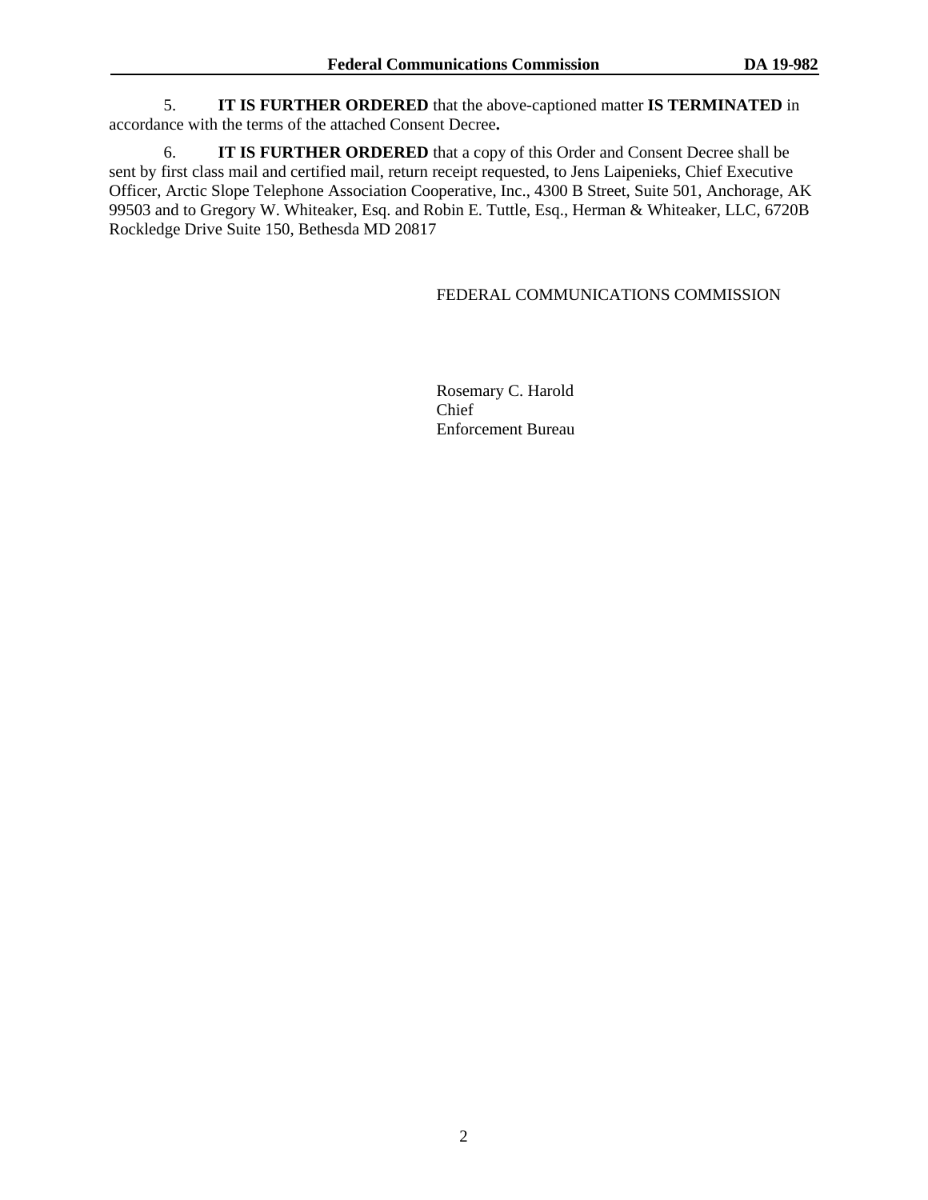5. **IT IS FURTHER ORDERED** that the above-captioned matter **IS TERMINATED** in accordance with the terms of the attached Consent Decree**.**

6. **IT IS FURTHER ORDERED** that a copy of this Order and Consent Decree shall be sent by first class mail and certified mail, return receipt requested, to Jens Laipenieks, Chief Executive Officer, Arctic Slope Telephone Association Cooperative, Inc., 4300 B Street, Suite 501, Anchorage, AK 99503 and to Gregory W. Whiteaker, Esq. and Robin E. Tuttle, Esq., Herman & Whiteaker, LLC, 6720B Rockledge Drive Suite 150, Bethesda MD 20817

FEDERAL COMMUNICATIONS COMMISSION

Rosemary C. Harold
Chief
Enforcement Bureau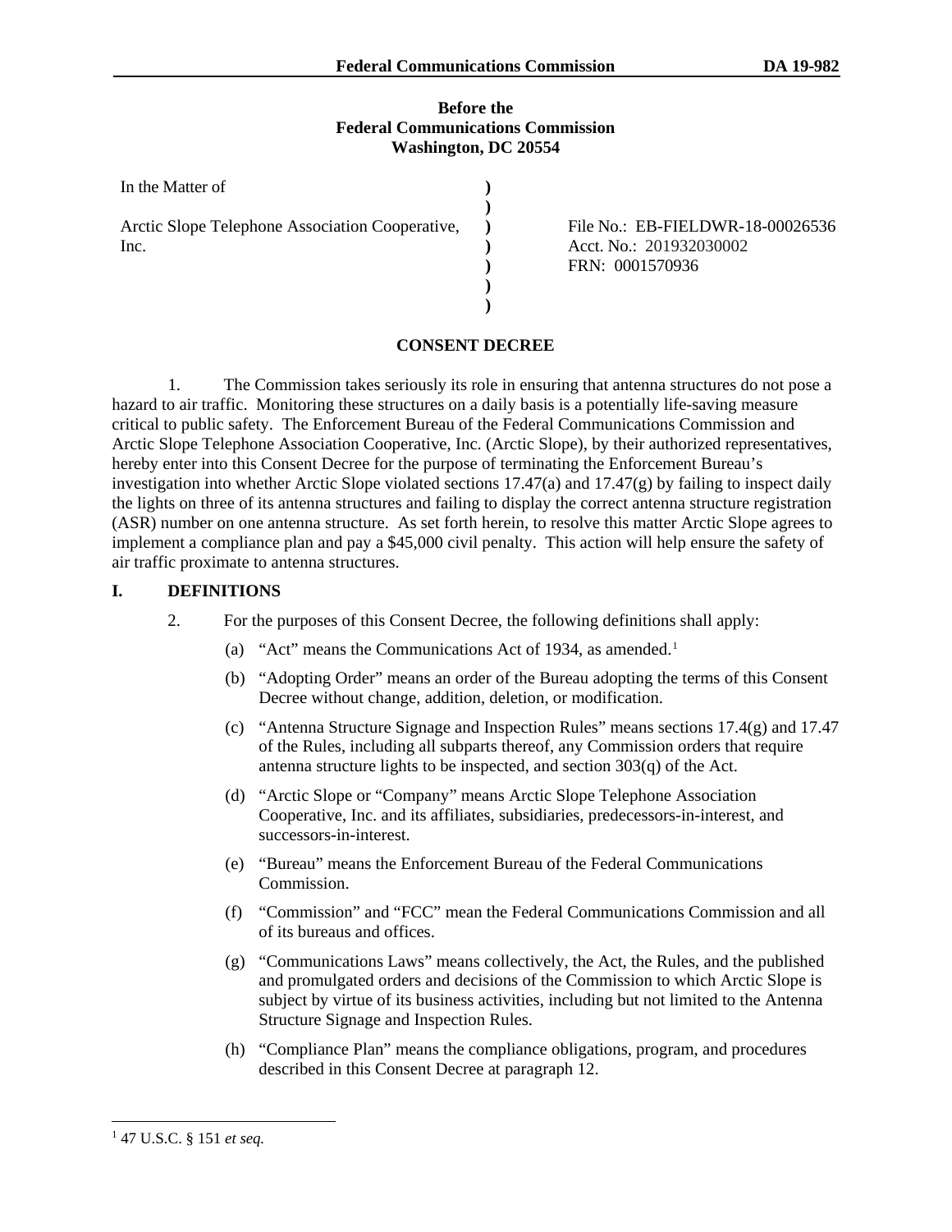**Before the**
**Federal Communications Commission**
**Washington, DC 20554**

| In the Matter of | | |
|---|---|---|
| Arctic Slope Telephone Association Cooperative, Inc. | ) | File No.: EB-FIELDWR-18-00026536 |
| | ) | Acct. No.: 201932030002 |
| | ) | FRN: 0001570936 |

**CONSENT DECREE**

1. The Commission takes seriously its role in ensuring that antenna structures do not pose a hazard to air traffic. Monitoring these structures on a daily basis is a potentially life-saving measure critical to public safety. The Enforcement Bureau of the Federal Communications Commission and Arctic Slope Telephone Association Cooperative, Inc. (Arctic Slope), by their authorized representatives, hereby enter into this Consent Decree for the purpose of terminating the Enforcement Bureau's investigation into whether Arctic Slope violated sections 17.47(a) and 17.47(g) by failing to inspect daily the lights on three of its antenna structures and failing to display the correct antenna structure registration (ASR) number on one antenna structure. As set forth herein, to resolve this matter Arctic Slope agrees to implement a compliance plan and pay a $45,000 civil penalty. This action will help ensure the safety of air traffic proximate to antenna structures.

## I. DEFINITIONS

2. For the purposes of this Consent Decree, the following definitions shall apply:

(a) "Act" means the Communications Act of 1934, as amended.[1]

(b) "Adopting Order" means an order of the Bureau adopting the terms of this Consent Decree without change, addition, deletion, or modification.

(c) "Antenna Structure Signage and Inspection Rules" means sections 17.4(g) and 17.47 of the Rules, including all subparts thereof, any Commission orders that require antenna structure lights to be inspected, and section 303(q) of the Act.

(d) "Arctic Slope or "Company" means Arctic Slope Telephone Association Cooperative, Inc. and its affiliates, subsidiaries, predecessors-in-interest, and successors-in-interest.

(e) "Bureau" means the Enforcement Bureau of the Federal Communications Commission.

(f) "Commission" and "FCC" mean the Federal Communications Commission and all of its bureaus and offices.

(g) "Communications Laws" means collectively, the Act, the Rules, and the published and promulgated orders and decisions of the Commission to which Arctic Slope is subject by virtue of its business activities, including but not limited to the Antenna Structure Signage and Inspection Rules.

(h) "Compliance Plan" means the compliance obligations, program, and procedures described in this Consent Decree at paragraph 12.

---

[1] 47 U.S.C. § 151 *et seq.*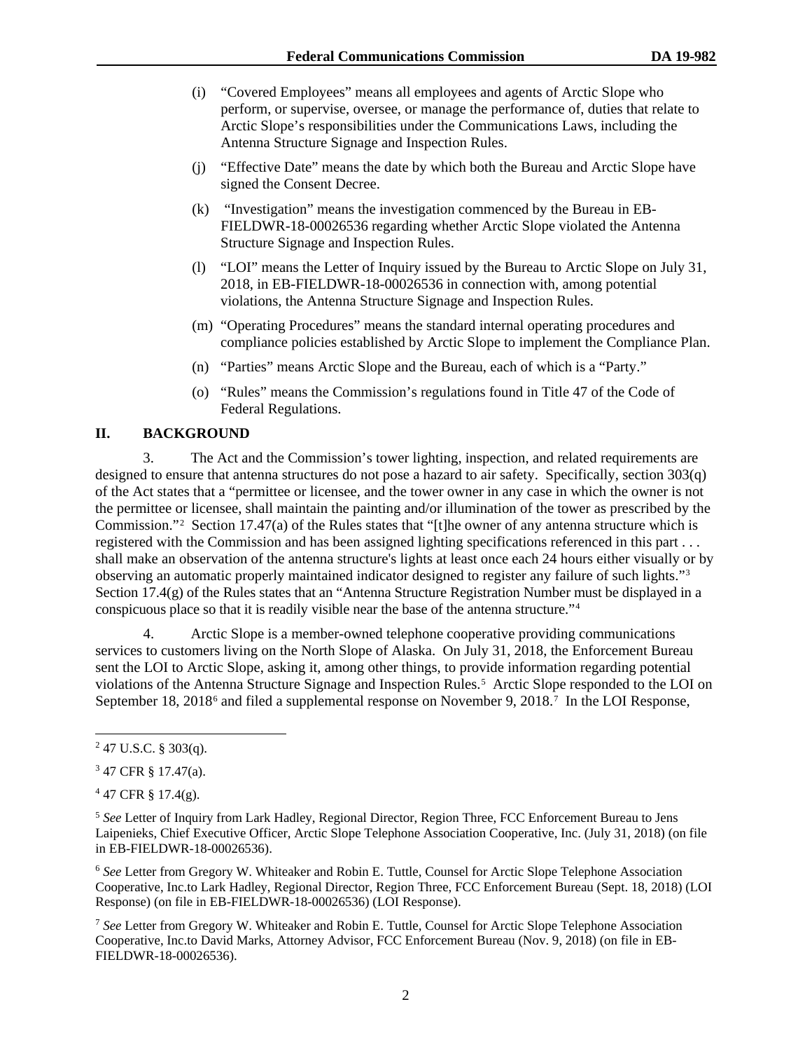(i) "Covered Employees" means all employees and agents of Arctic Slope who perform, or supervise, oversee, or manage the performance of, duties that relate to Arctic Slope's responsibilities under the Communications Laws, including the Antenna Structure Signage and Inspection Rules.

(j) "Effective Date" means the date by which both the Bureau and Arctic Slope have signed the Consent Decree.

(k) "Investigation" means the investigation commenced by the Bureau in EB-FIELDWR-18-00026536 regarding whether Arctic Slope violated the Antenna Structure Signage and Inspection Rules.

(l) "LOI" means the Letter of Inquiry issued by the Bureau to Arctic Slope on July 31, 2018, in EB-FIELDWR-18-00026536 in connection with, among potential violations, the Antenna Structure Signage and Inspection Rules.

(m) "Operating Procedures" means the standard internal operating procedures and compliance policies established by Arctic Slope to implement the Compliance Plan.

(n) "Parties" means Arctic Slope and the Bureau, each of which is a "Party."

(o) "Rules" means the Commission's regulations found in Title 47 of the Code of Federal Regulations.

## II. BACKGROUND

3. The Act and the Commission's tower lighting, inspection, and related requirements are designed to ensure that antenna structures do not pose a hazard to air safety. Specifically, section 303(q) of the Act states that a "permittee or licensee, and the tower owner in any case in which the owner is not the permittee or licensee, shall maintain the painting and/or illumination of the tower as prescribed by the Commission."[2] Section 17.47(a) of the Rules states that "[t]he owner of any antenna structure which is registered with the Commission and has been assigned lighting specifications referenced in this part . . . shall make an observation of the antenna structure's lights at least once each 24 hours either visually or by observing an automatic properly maintained indicator designed to register any failure of such lights."[3] Section 17.4(g) of the Rules states that an "Antenna Structure Registration Number must be displayed in a conspicuous place so that it is readily visible near the base of the antenna structure."[4]

4. Arctic Slope is a member-owned telephone cooperative providing communications services to customers living on the North Slope of Alaska. On July 31, 2018, the Enforcement Bureau sent the LOI to Arctic Slope, asking it, among other things, to provide information regarding potential violations of the Antenna Structure Signage and Inspection Rules.[5] Arctic Slope responded to the LOI on September 18, 2018[6] and filed a supplemental response on November 9, 2018.[7] In the LOI Response,

---

[2] 47 U.S.C. § 303(q).

[3] 47 CFR § 17.47(a).

[4] 47 CFR § 17.4(g).

[5] *See* Letter of Inquiry from Lark Hadley, Regional Director, Region Three, FCC Enforcement Bureau to Jens Laipenieks, Chief Executive Officer, Arctic Slope Telephone Association Cooperative, Inc. (July 31, 2018) (on file in EB-FIELDWR-18-00026536).

[6] *See* Letter from Gregory W. Whiteaker and Robin E. Tuttle, Counsel for Arctic Slope Telephone Association Cooperative, Inc.to Lark Hadley, Regional Director, Region Three, FCC Enforcement Bureau (Sept. 18, 2018) (LOI Response) (on file in EB-FIELDWR-18-00026536) (LOI Response).

[7] *See* Letter from Gregory W. Whiteaker and Robin E. Tuttle, Counsel for Arctic Slope Telephone Association Cooperative, Inc.to David Marks, Attorney Advisor, FCC Enforcement Bureau (Nov. 9, 2018) (on file in EB-FIELDWR-18-00026536).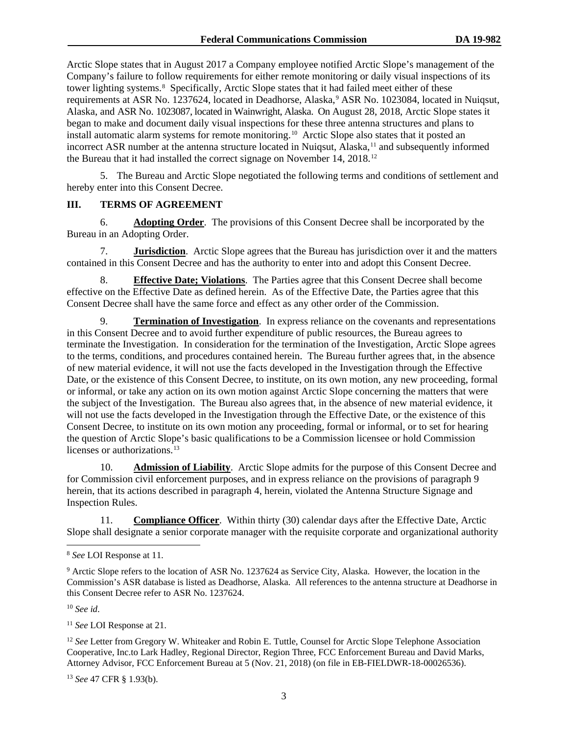Arctic Slope states that in August 2017 a Company employee notified Arctic Slope's management of the Company's failure to follow requirements for either remote monitoring or daily visual inspections of its tower lighting systems.[8] Specifically, Arctic Slope states that it had failed meet either of these requirements at ASR No. 1237624, located in Deadhorse, Alaska,[9] ASR No. 1023084, located in Nuiqsut, Alaska, and ASR No. 1023087, located in Wainwright, Alaska. On August 28, 2018, Arctic Slope states it began to make and document daily visual inspections for these three antenna structures and plans to install automatic alarm systems for remote monitoring.[10] Arctic Slope also states that it posted an incorrect ASR number at the antenna structure located in Nuiqsut, Alaska,[11] and subsequently informed the Bureau that it had installed the correct signage on November 14, 2018.[12]

5. The Bureau and Arctic Slope negotiated the following terms and conditions of settlement and hereby enter into this Consent Decree.

## III. TERMS OF AGREEMENT

6. **Adopting Order**. The provisions of this Consent Decree shall be incorporated by the Bureau in an Adopting Order.

7. **Jurisdiction**. Arctic Slope agrees that the Bureau has jurisdiction over it and the matters contained in this Consent Decree and has the authority to enter into and adopt this Consent Decree.

8. **Effective Date; Violations**. The Parties agree that this Consent Decree shall become effective on the Effective Date as defined herein. As of the Effective Date, the Parties agree that this Consent Decree shall have the same force and effect as any other order of the Commission.

9. **Termination of Investigation**. In express reliance on the covenants and representations in this Consent Decree and to avoid further expenditure of public resources, the Bureau agrees to terminate the Investigation. In consideration for the termination of the Investigation, Arctic Slope agrees to the terms, conditions, and procedures contained herein. The Bureau further agrees that, in the absence of new material evidence, it will not use the facts developed in the Investigation through the Effective Date, or the existence of this Consent Decree, to institute, on its own motion, any new proceeding, formal or informal, or take any action on its own motion against Arctic Slope concerning the matters that were the subject of the Investigation. The Bureau also agrees that, in the absence of new material evidence, it will not use the facts developed in the Investigation through the Effective Date, or the existence of this Consent Decree, to institute on its own motion any proceeding, formal or informal, or to set for hearing the question of Arctic Slope's basic qualifications to be a Commission licensee or hold Commission licenses or authorizations.[13]

10. **Admission of Liability**. Arctic Slope admits for the purpose of this Consent Decree and for Commission civil enforcement purposes, and in express reliance on the provisions of paragraph 9 herein, that its actions described in paragraph 4, herein, violated the Antenna Structure Signage and Inspection Rules.

11. **Compliance Officer**. Within thirty (30) calendar days after the Effective Date, Arctic Slope shall designate a senior corporate manager with the requisite corporate and organizational authority

---

[8] *See* LOI Response at 11.

[9] Arctic Slope refers to the location of ASR No. 1237624 as Service City, Alaska. However, the location in the Commission's ASR database is listed as Deadhorse, Alaska. All references to the antenna structure at Deadhorse in this Consent Decree refer to ASR No. 1237624.

[10] *See id*.

[11] *See* LOI Response at 21.

[12] *See* Letter from Gregory W. Whiteaker and Robin E. Tuttle, Counsel for Arctic Slope Telephone Association Cooperative, Inc.to Lark Hadley, Regional Director, Region Three, FCC Enforcement Bureau and David Marks, Attorney Advisor, FCC Enforcement Bureau at 5 (Nov. 21, 2018) (on file in EB-FIELDWR-18-00026536).

[13] *See* 47 CFR § 1.93(b).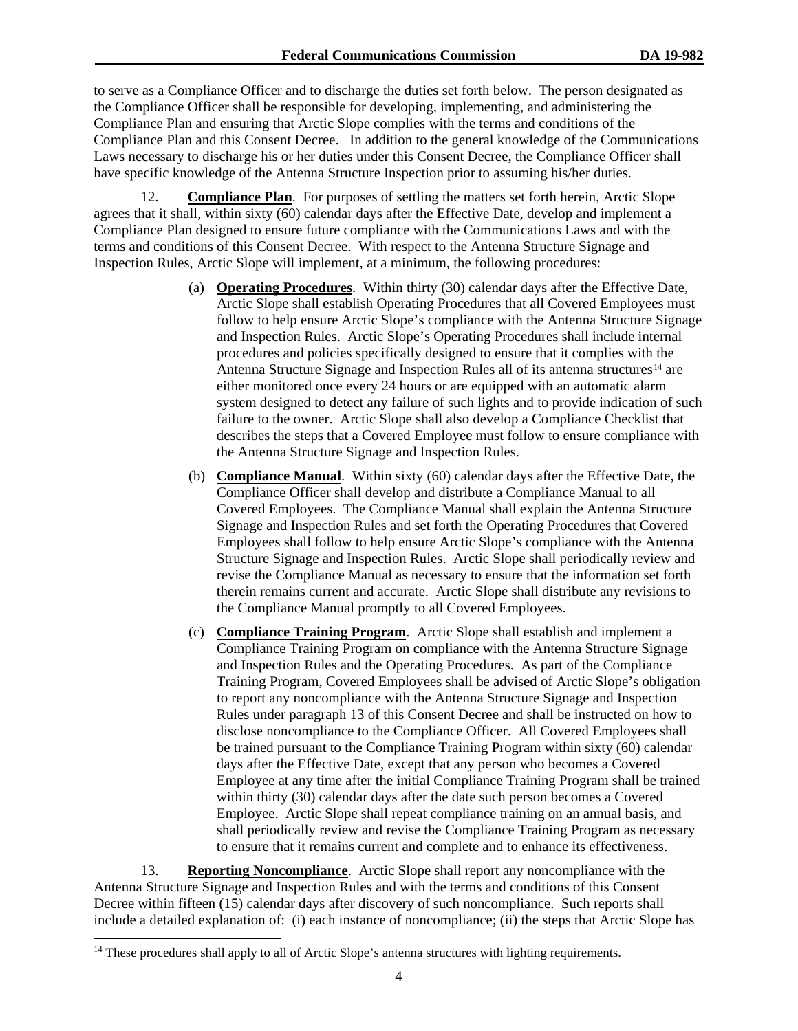to serve as a Compliance Officer and to discharge the duties set forth below. The person designated as the Compliance Officer shall be responsible for developing, implementing, and administering the Compliance Plan and ensuring that Arctic Slope complies with the terms and conditions of the Compliance Plan and this Consent Decree. In addition to the general knowledge of the Communications Laws necessary to discharge his or her duties under this Consent Decree, the Compliance Officer shall have specific knowledge of the Antenna Structure Inspection prior to assuming his/her duties.

12. **Compliance Plan**. For purposes of settling the matters set forth herein, Arctic Slope agrees that it shall, within sixty (60) calendar days after the Effective Date, develop and implement a Compliance Plan designed to ensure future compliance with the Communications Laws and with the terms and conditions of this Consent Decree. With respect to the Antenna Structure Signage and Inspection Rules, Arctic Slope will implement, at a minimum, the following procedures:

(a) **Operating Procedures**. Within thirty (30) calendar days after the Effective Date, Arctic Slope shall establish Operating Procedures that all Covered Employees must follow to help ensure Arctic Slope's compliance with the Antenna Structure Signage and Inspection Rules. Arctic Slope's Operating Procedures shall include internal procedures and policies specifically designed to ensure that it complies with the Antenna Structure Signage and Inspection Rules all of its antenna structures[14] are either monitored once every 24 hours or are equipped with an automatic alarm system designed to detect any failure of such lights and to provide indication of such failure to the owner. Arctic Slope shall also develop a Compliance Checklist that describes the steps that a Covered Employee must follow to ensure compliance with the Antenna Structure Signage and Inspection Rules.

(b) **Compliance Manual**. Within sixty (60) calendar days after the Effective Date, the Compliance Officer shall develop and distribute a Compliance Manual to all Covered Employees. The Compliance Manual shall explain the Antenna Structure Signage and Inspection Rules and set forth the Operating Procedures that Covered Employees shall follow to help ensure Arctic Slope's compliance with the Antenna Structure Signage and Inspection Rules. Arctic Slope shall periodically review and revise the Compliance Manual as necessary to ensure that the information set forth therein remains current and accurate. Arctic Slope shall distribute any revisions to the Compliance Manual promptly to all Covered Employees.

(c) **Compliance Training Program**. Arctic Slope shall establish and implement a Compliance Training Program on compliance with the Antenna Structure Signage and Inspection Rules and the Operating Procedures. As part of the Compliance Training Program, Covered Employees shall be advised of Arctic Slope's obligation to report any noncompliance with the Antenna Structure Signage and Inspection Rules under paragraph 13 of this Consent Decree and shall be instructed on how to disclose noncompliance to the Compliance Officer. All Covered Employees shall be trained pursuant to the Compliance Training Program within sixty (60) calendar days after the Effective Date, except that any person who becomes a Covered Employee at any time after the initial Compliance Training Program shall be trained within thirty (30) calendar days after the date such person becomes a Covered Employee. Arctic Slope shall repeat compliance training on an annual basis, and shall periodically review and revise the Compliance Training Program as necessary to ensure that it remains current and complete and to enhance its effectiveness.

13. **Reporting Noncompliance**. Arctic Slope shall report any noncompliance with the Antenna Structure Signage and Inspection Rules and with the terms and conditions of this Consent Decree within fifteen (15) calendar days after discovery of such noncompliance. Such reports shall include a detailed explanation of: (i) each instance of noncompliance; (ii) the steps that Arctic Slope has

[14] These procedures shall apply to all of Arctic Slope's antenna structures with lighting requirements.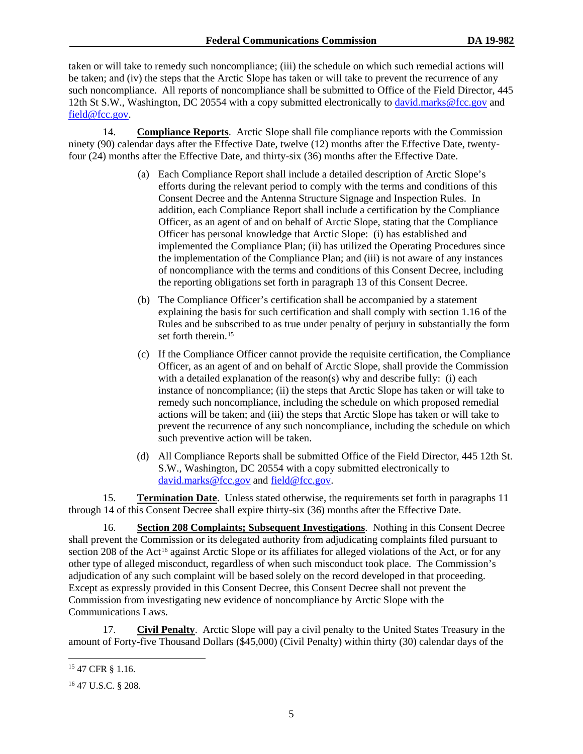taken or will take to remedy such noncompliance; (iii) the schedule on which such remedial actions will be taken; and (iv) the steps that the Arctic Slope has taken or will take to prevent the recurrence of any such noncompliance. All reports of noncompliance shall be submitted to Office of the Field Director, 445 12th St S.W., Washington, DC 20554 with a copy submitted electronically to david.marks@fcc.gov and field@fcc.gov.

14. **Compliance Reports**. Arctic Slope shall file compliance reports with the Commission ninety (90) calendar days after the Effective Date, twelve (12) months after the Effective Date, twenty-four (24) months after the Effective Date, and thirty-six (36) months after the Effective Date.

(a) Each Compliance Report shall include a detailed description of Arctic Slope's efforts during the relevant period to comply with the terms and conditions of this Consent Decree and the Antenna Structure Signage and Inspection Rules. In addition, each Compliance Report shall include a certification by the Compliance Officer, as an agent of and on behalf of Arctic Slope, stating that the Compliance Officer has personal knowledge that Arctic Slope: (i) has established and implemented the Compliance Plan; (ii) has utilized the Operating Procedures since the implementation of the Compliance Plan; and (iii) is not aware of any instances of noncompliance with the terms and conditions of this Consent Decree, including the reporting obligations set forth in paragraph 13 of this Consent Decree.

(b) The Compliance Officer's certification shall be accompanied by a statement explaining the basis for such certification and shall comply with section 1.16 of the Rules and be subscribed to as true under penalty of perjury in substantially the form set forth therein.[15]

(c) If the Compliance Officer cannot provide the requisite certification, the Compliance Officer, as an agent of and on behalf of Arctic Slope, shall provide the Commission with a detailed explanation of the reason(s) why and describe fully: (i) each instance of noncompliance; (ii) the steps that Arctic Slope has taken or will take to remedy such noncompliance, including the schedule on which proposed remedial actions will be taken; and (iii) the steps that Arctic Slope has taken or will take to prevent the recurrence of any such noncompliance, including the schedule on which such preventive action will be taken.

(d) All Compliance Reports shall be submitted Office of the Field Director, 445 12th St. S.W., Washington, DC 20554 with a copy submitted electronically to david.marks@fcc.gov and field@fcc.gov.

15. **Termination Date**. Unless stated otherwise, the requirements set forth in paragraphs 11 through 14 of this Consent Decree shall expire thirty-six (36) months after the Effective Date.

16. **Section 208 Complaints; Subsequent Investigations**. Nothing in this Consent Decree shall prevent the Commission or its delegated authority from adjudicating complaints filed pursuant to section 208 of the Act[16] against Arctic Slope or its affiliates for alleged violations of the Act, or for any other type of alleged misconduct, regardless of when such misconduct took place. The Commission's adjudication of any such complaint will be based solely on the record developed in that proceeding. Except as expressly provided in this Consent Decree, this Consent Decree shall not prevent the Commission from investigating new evidence of noncompliance by Arctic Slope with the Communications Laws.

17. **Civil Penalty**. Arctic Slope will pay a civil penalty to the United States Treasury in the amount of Forty-five Thousand Dollars ($45,000) (Civil Penalty) within thirty (30) calendar days of the

---

[15] 47 CFR § 1.16.

[16] 47 U.S.C. § 208.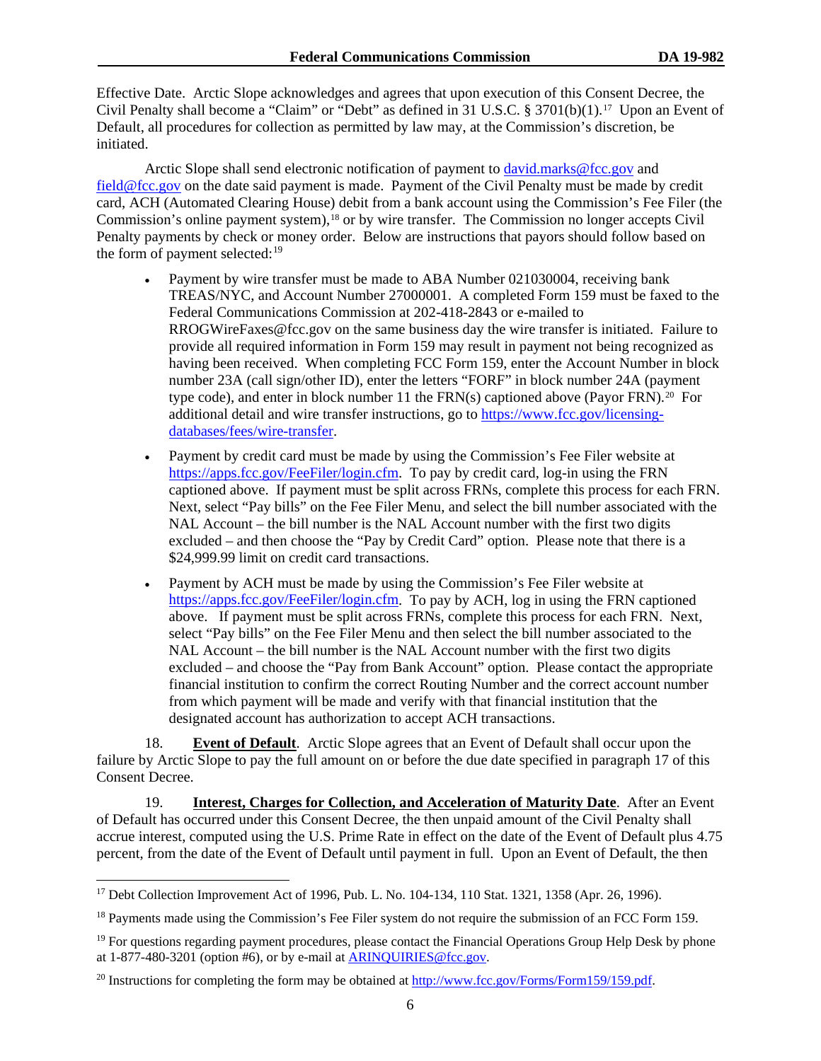Effective Date. Arctic Slope acknowledges and agrees that upon execution of this Consent Decree, the Civil Penalty shall become a "Claim" or "Debt" as defined in 31 U.S.C. § 3701(b)(1).[17] Upon an Event of Default, all procedures for collection as permitted by law may, at the Commission's discretion, be initiated.

Arctic Slope shall send electronic notification of payment to david.marks@fcc.gov and field@fcc.gov on the date said payment is made. Payment of the Civil Penalty must be made by credit card, ACH (Automated Clearing House) debit from a bank account using the Commission's Fee Filer (the Commission's online payment system),[18] or by wire transfer. The Commission no longer accepts Civil Penalty payments by check or money order. Below are instructions that payors should follow based on the form of payment selected:[19]

- Payment by wire transfer must be made to ABA Number 021030004, receiving bank TREAS/NYC, and Account Number 27000001. A completed Form 159 must be faxed to the Federal Communications Commission at 202-418-2843 or e-mailed to RROGWireFaxes@fcc.gov on the same business day the wire transfer is initiated. Failure to provide all required information in Form 159 may result in payment not being recognized as having been received. When completing FCC Form 159, enter the Account Number in block number 23A (call sign/other ID), enter the letters "FORF" in block number 24A (payment type code), and enter in block number 11 the FRN(s) captioned above (Payor FRN).[20] For additional detail and wire transfer instructions, go to https://www.fcc.gov/licensing-databases/fees/wire-transfer.
- Payment by credit card must be made by using the Commission's Fee Filer website at https://apps.fcc.gov/FeeFiler/login.cfm. To pay by credit card, log-in using the FRN captioned above. If payment must be split across FRNs, complete this process for each FRN. Next, select "Pay bills" on the Fee Filer Menu, and select the bill number associated with the NAL Account – the bill number is the NAL Account number with the first two digits excluded – and then choose the "Pay by Credit Card" option. Please note that there is a $24,999.99 limit on credit card transactions.
- Payment by ACH must be made by using the Commission's Fee Filer website at https://apps.fcc.gov/FeeFiler/login.cfm. To pay by ACH, log in using the FRN captioned above. If payment must be split across FRNs, complete this process for each FRN. Next, select "Pay bills" on the Fee Filer Menu and then select the bill number associated to the NAL Account – the bill number is the NAL Account number with the first two digits excluded – and choose the "Pay from Bank Account" option. Please contact the appropriate financial institution to confirm the correct Routing Number and the correct account number from which payment will be made and verify with that financial institution that the designated account has authorization to accept ACH transactions.

18. **Event of Default**. Arctic Slope agrees that an Event of Default shall occur upon the failure by Arctic Slope to pay the full amount on or before the due date specified in paragraph 17 of this Consent Decree.

19. **Interest, Charges for Collection, and Acceleration of Maturity Date**. After an Event of Default has occurred under this Consent Decree, the then unpaid amount of the Civil Penalty shall accrue interest, computed using the U.S. Prime Rate in effect on the date of the Event of Default plus 4.75 percent, from the date of the Event of Default until payment in full. Upon an Event of Default, the then

[17] Debt Collection Improvement Act of 1996, Pub. L. No. 104-134, 110 Stat. 1321, 1358 (Apr. 26, 1996).

[18] Payments made using the Commission's Fee Filer system do not require the submission of an FCC Form 159.

[19] For questions regarding payment procedures, please contact the Financial Operations Group Help Desk by phone at 1-877-480-3201 (option #6), or by e-mail at ARINQUIRIES@fcc.gov.

[20] Instructions for completing the form may be obtained at http://www.fcc.gov/Forms/Form159/159.pdf.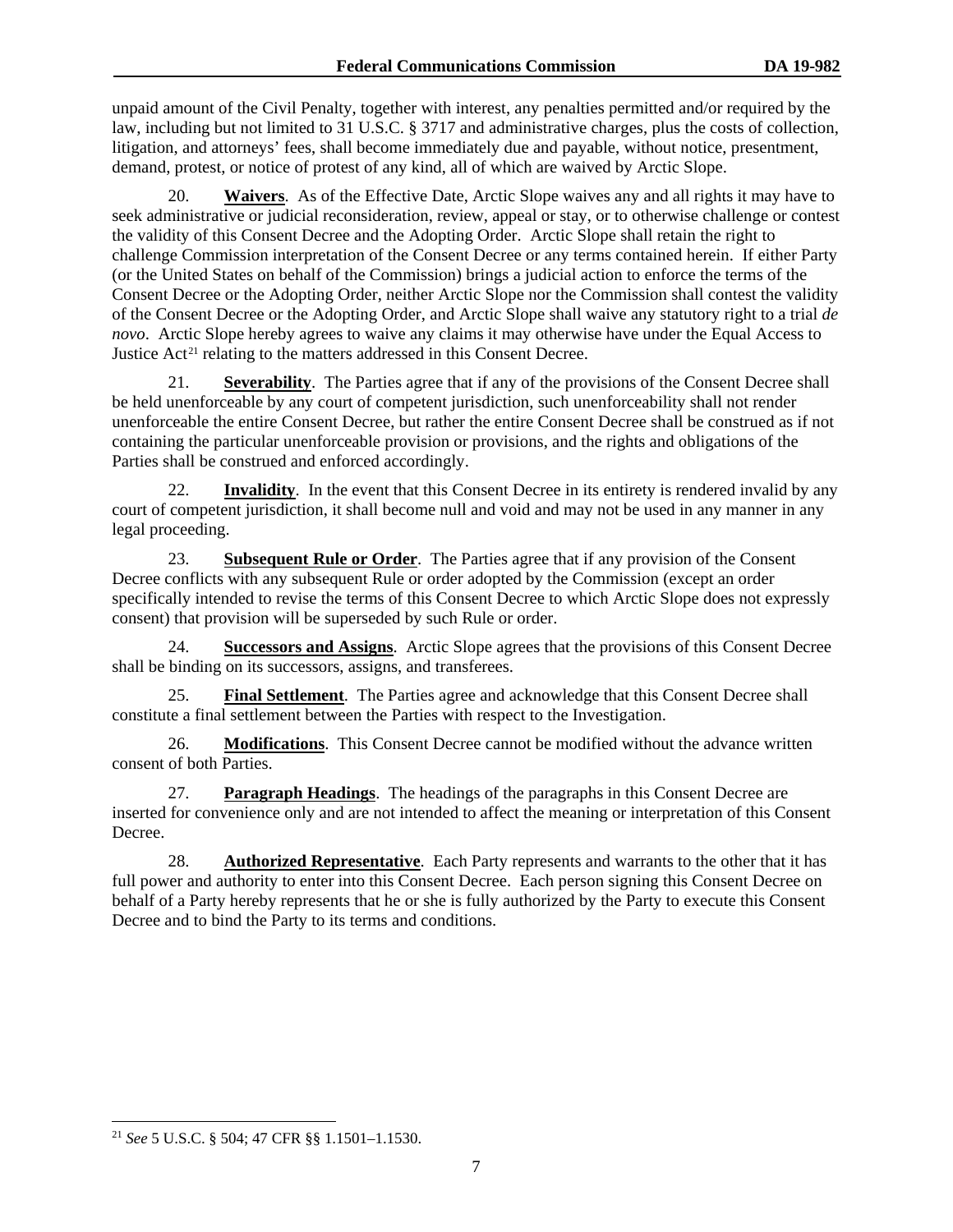unpaid amount of the Civil Penalty, together with interest, any penalties permitted and/or required by the law, including but not limited to 31 U.S.C. § 3717 and administrative charges, plus the costs of collection, litigation, and attorneys' fees, shall become immediately due and payable, without notice, presentment, demand, protest, or notice of protest of any kind, all of which are waived by Arctic Slope.

20. **Waivers**. As of the Effective Date, Arctic Slope waives any and all rights it may have to seek administrative or judicial reconsideration, review, appeal or stay, or to otherwise challenge or contest the validity of this Consent Decree and the Adopting Order. Arctic Slope shall retain the right to challenge Commission interpretation of the Consent Decree or any terms contained herein. If either Party (or the United States on behalf of the Commission) brings a judicial action to enforce the terms of the Consent Decree or the Adopting Order, neither Arctic Slope nor the Commission shall contest the validity of the Consent Decree or the Adopting Order, and Arctic Slope shall waive any statutory right to a trial *de novo*. Arctic Slope hereby agrees to waive any claims it may otherwise have under the Equal Access to Justice Act[21] relating to the matters addressed in this Consent Decree.

21. **Severability**. The Parties agree that if any of the provisions of the Consent Decree shall be held unenforceable by any court of competent jurisdiction, such unenforceability shall not render unenforceable the entire Consent Decree, but rather the entire Consent Decree shall be construed as if not containing the particular unenforceable provision or provisions, and the rights and obligations of the Parties shall be construed and enforced accordingly.

22. **Invalidity**. In the event that this Consent Decree in its entirety is rendered invalid by any court of competent jurisdiction, it shall become null and void and may not be used in any manner in any legal proceeding.

23. **Subsequent Rule or Order**. The Parties agree that if any provision of the Consent Decree conflicts with any subsequent Rule or order adopted by the Commission (except an order specifically intended to revise the terms of this Consent Decree to which Arctic Slope does not expressly consent) that provision will be superseded by such Rule or order.

24. **Successors and Assigns**. Arctic Slope agrees that the provisions of this Consent Decree shall be binding on its successors, assigns, and transferees.

25. **Final Settlement**. The Parties agree and acknowledge that this Consent Decree shall constitute a final settlement between the Parties with respect to the Investigation.

26. **Modifications**. This Consent Decree cannot be modified without the advance written consent of both Parties.

27. **Paragraph Headings**. The headings of the paragraphs in this Consent Decree are inserted for convenience only and are not intended to affect the meaning or interpretation of this Consent Decree.

28. **Authorized Representative**. Each Party represents and warrants to the other that it has full power and authority to enter into this Consent Decree. Each person signing this Consent Decree on behalf of a Party hereby represents that he or she is fully authorized by the Party to execute this Consent Decree and to bind the Party to its terms and conditions.

---

[21] *See* 5 U.S.C. § 504; 47 CFR §§ 1.1501–1.1530.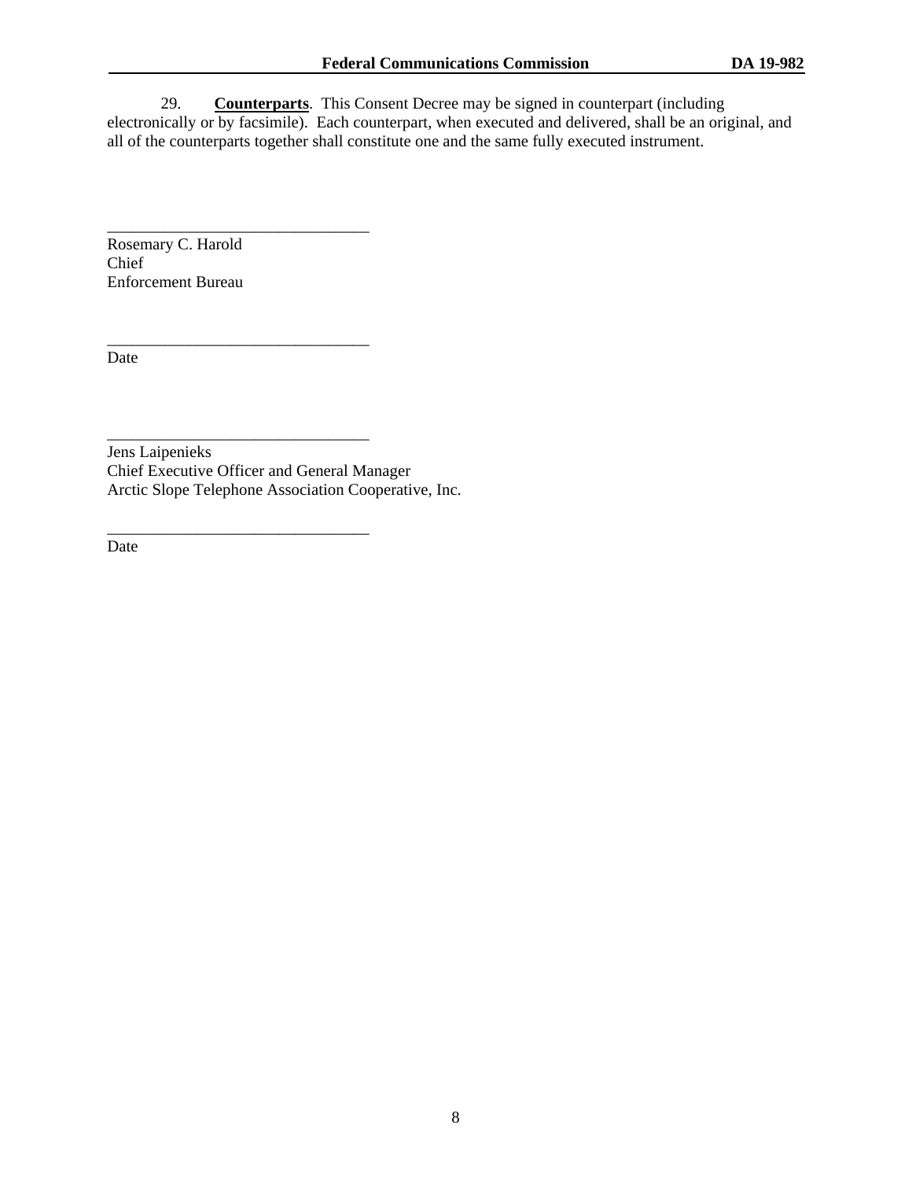29. **Counterparts**. This Consent Decree may be signed in counterpart (including electronically or by facsimile). Each counterpart, when executed and delivered, shall be an original, and all of the counterparts together shall constitute one and the same fully executed instrument.

\_\_\_\_\_\_\_\_\_\_\_\_\_\_\_\_\_\_\_\_\_\_\_\_\_\_\_\_\_\_\_\_

Rosemary C. Harold
Chief
Enforcement Bureau

\_\_\_\_\_\_\_\_\_\_\_\_\_\_\_\_\_\_\_\_\_\_\_\_\_\_\_\_\_\_\_\_

Date

\_\_\_\_\_\_\_\_\_\_\_\_\_\_\_\_\_\_\_\_\_\_\_\_\_\_\_\_\_\_\_\_

Jens Laipenieks
Chief Executive Officer and General Manager
Arctic Slope Telephone Association Cooperative, Inc.

\_\_\_\_\_\_\_\_\_\_\_\_\_\_\_\_\_\_\_\_\_\_\_\_\_\_\_\_\_\_\_\_

Date